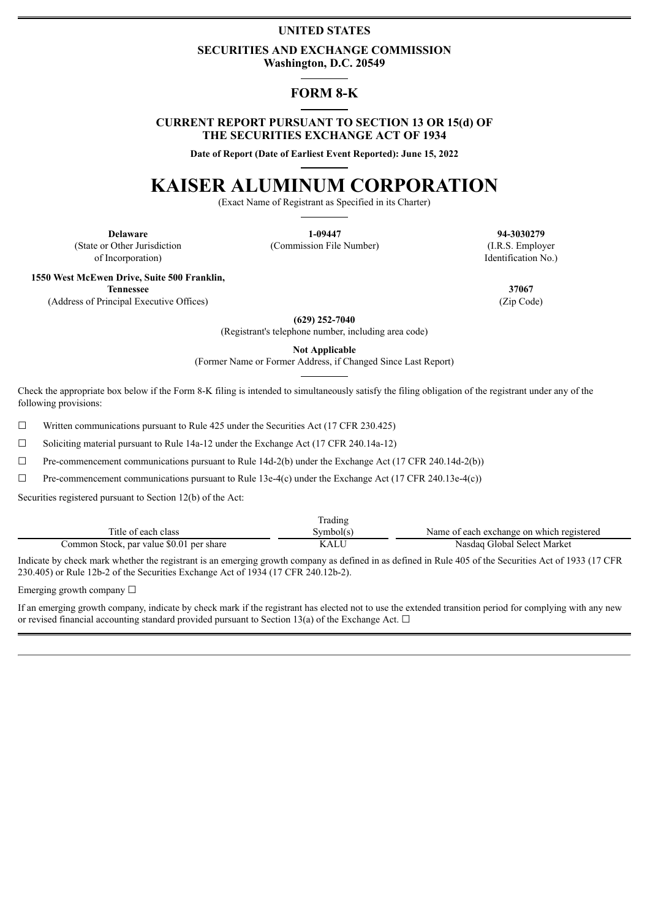**UNITED STATES**

**SECURITIES AND EXCHANGE COMMISSION**
**Washington, D.C. 20549**

# FORM 8-K

**CURRENT REPORT PURSUANT TO SECTION 13 OR 15(d) OF THE SECURITIES EXCHANGE ACT OF 1934**

**Date of Report (Date of Earliest Event Reported): June 15, 2022**

# KAISER ALUMINUM CORPORATION

(Exact Name of Registrant as Specified in its Charter)

| **Delaware** | **1-09447** | **94-3030279** |
|---|---|---|
| (State or Other Jurisdiction of Incorporation) | (Commission File Number) | (I.R.S. Employer Identification No.) |

| **1550 West McEwen Drive, Suite 500 Franklin, Tennessee** | **37067** |
|---|---|
| (Address of Principal Executive Offices) | (Zip Code) |

**(629) 252-7040**
(Registrant's telephone number, including area code)

**Not Applicable**
(Former Name or Former Address, if Changed Since Last Report)

Check the appropriate box below if the Form 8-K filing is intended to simultaneously satisfy the filing obligation of the registrant under any of the following provisions:

☐ Written communications pursuant to Rule 425 under the Securities Act (17 CFR 230.425)

☐ Soliciting material pursuant to Rule 14a-12 under the Exchange Act (17 CFR 240.14a-12)

☐ Pre-commencement communications pursuant to Rule 14d-2(b) under the Exchange Act (17 CFR 240.14d-2(b))

☐ Pre-commencement communications pursuant to Rule 13e-4(c) under the Exchange Act (17 CFR 240.13e-4(c))

Securities registered pursuant to Section 12(b) of the Act:

| Title of each class | Trading Symbol(s) | Name of each exchange on which registered |
|---|---|---|
| Common Stock, par value $0.01 per share | KALU | Nasdaq Global Select Market |

Indicate by check mark whether the registrant is an emerging growth company as defined in as defined in Rule 405 of the Securities Act of 1933 (17 CFR 230.405) or Rule 12b-2 of the Securities Exchange Act of 1934 (17 CFR 240.12b-2).

Emerging growth company ☐

If an emerging growth company, indicate by check mark if the registrant has elected not to use the extended transition period for complying with any new or revised financial accounting standard provided pursuant to Section 13(a) of the Exchange Act. ☐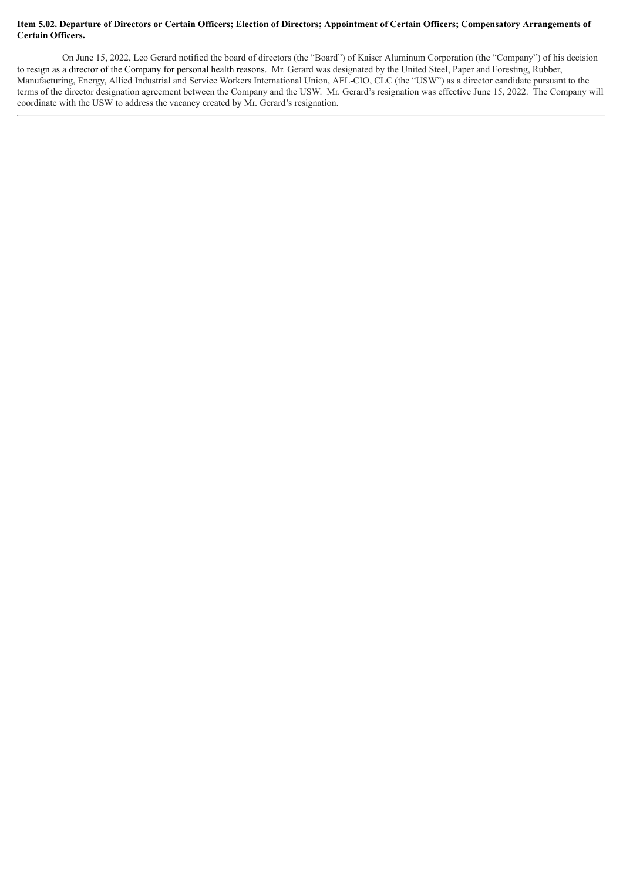**Item 5.02. Departure of Directors or Certain Officers; Election of Directors; Appointment of Certain Officers; Compensatory Arrangements of Certain Officers.**

On June 15, 2022, Leo Gerard notified the board of directors (the "Board") of Kaiser Aluminum Corporation (the "Company") of his decision to resign as a director of the Company for personal health reasons. Mr. Gerard was designated by the United Steel, Paper and Foresting, Rubber, Manufacturing, Energy, Allied Industrial and Service Workers International Union, AFL-CIO, CLC (the "USW") as a director candidate pursuant to the terms of the director designation agreement between the Company and the USW. Mr. Gerard's resignation was effective June 15, 2022. The Company will coordinate with the USW to address the vacancy created by Mr. Gerard's resignation.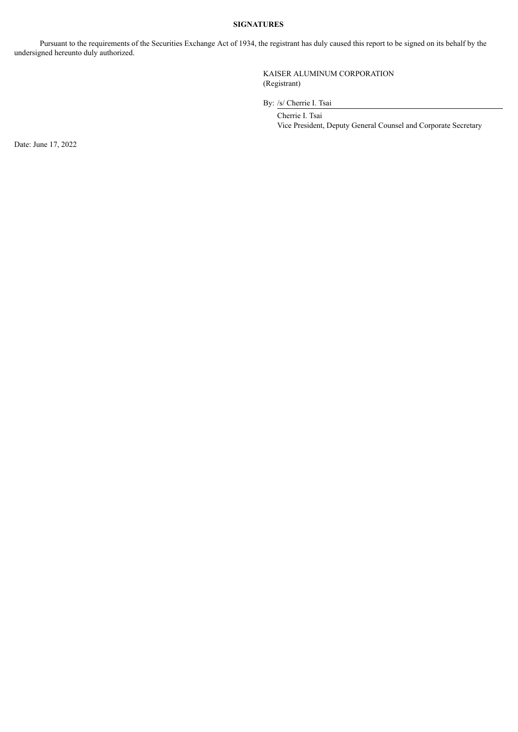**SIGNATURES**

Pursuant to the requirements of the Securities Exchange Act of 1934, the registrant has duly caused this report to be signed on its behalf by the undersigned hereunto duly authorized.

KAISER ALUMINUM CORPORATION
(Registrant)

By: /s/ Cherrie I. Tsai

Cherrie I. Tsai
Vice President, Deputy General Counsel and Corporate Secretary

Date: June 17, 2022